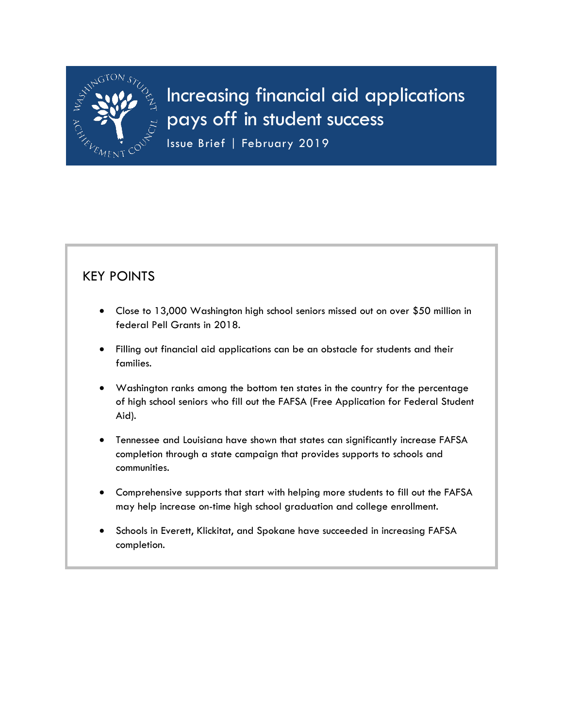# Increasing financial aid applications pays off in student success

Issue Brief | February 2019

## KEY POINTS

- Close to 13,000 Washington high school seniors missed out on over $50 million in federal Pell Grants in 2018.
- Filling out financial aid applications can be an obstacle for students and their families.
- Washington ranks among the bottom ten states in the country for the percentage of high school seniors who fill out the FAFSA (Free Application for Federal Student Aid).
- Tennessee and Louisiana have shown that states can significantly increase FAFSA completion through a state campaign that provides supports to schools and communities.
- Comprehensive supports that start with helping more students to fill out the FAFSA may help increase on-time high school graduation and college enrollment.
- Schools in Everett, Klickitat, and Spokane have succeeded in increasing FAFSA completion.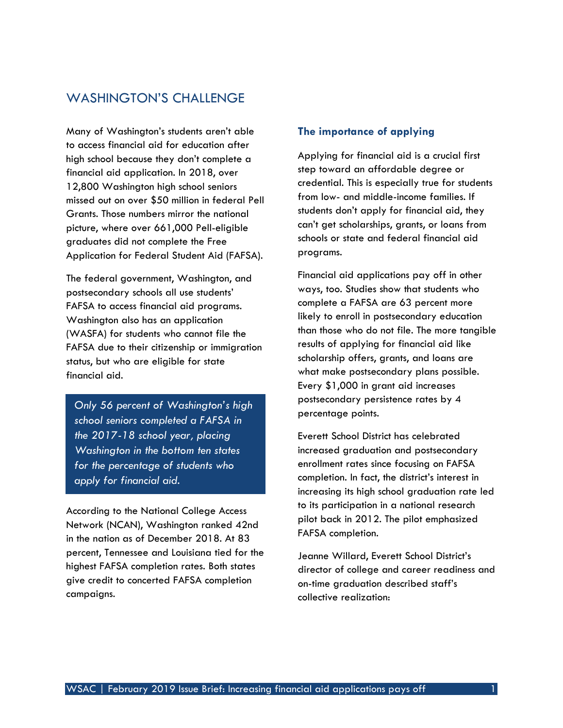## WASHINGTON'S CHALLENGE

Many of Washington's students aren't able to access financial aid for education after high school because they don't complete a financial aid application. In 2018, over 12,800 Washington high school seniors missed out on over $50 million in federal Pell Grants. Those numbers mirror the national picture, where over 661,000 Pell-eligible graduates did not complete the Free Application for Federal Student Aid (FAFSA).

The federal government, Washington, and postsecondary schools all use students' FAFSA to access financial aid programs. Washington also has an application (WASFA) for students who cannot file the FAFSA due to their citizenship or immigration status, but who are eligible for state financial aid.

*Only 56 percent of Washington's high school seniors completed a FAFSA in the 2017-18 school year, placing Washington in the bottom ten states for the percentage of students who apply for financial aid.*

According to the National College Access Network (NCAN), Washington ranked 42nd in the nation as of December 2018. At 83 percent, Tennessee and Louisiana tied for the highest FAFSA completion rates. Both states give credit to concerted FAFSA completion campaigns.

### The importance of applying

Applying for financial aid is a crucial first step toward an affordable degree or credential. This is especially true for students from low- and middle-income families. If students don't apply for financial aid, they can't get scholarships, grants, or loans from schools or state and federal financial aid programs.

Financial aid applications pay off in other ways, too. Studies show that students who complete a FAFSA are 63 percent more likely to enroll in postsecondary education than those who do not file. The more tangible results of applying for financial aid like scholarship offers, grants, and loans are what make postsecondary plans possible. Every $1,000 in grant aid increases postsecondary persistence rates by 4 percentage points.

Everett School District has celebrated increased graduation and postsecondary enrollment rates since focusing on FAFSA completion. In fact, the district's interest in increasing its high school graduation rate led to its participation in a national research pilot back in 2012. The pilot emphasized FAFSA completion.

Jeanne Willard, Everett School District's director of college and career readiness and on-time graduation described staff's collective realization: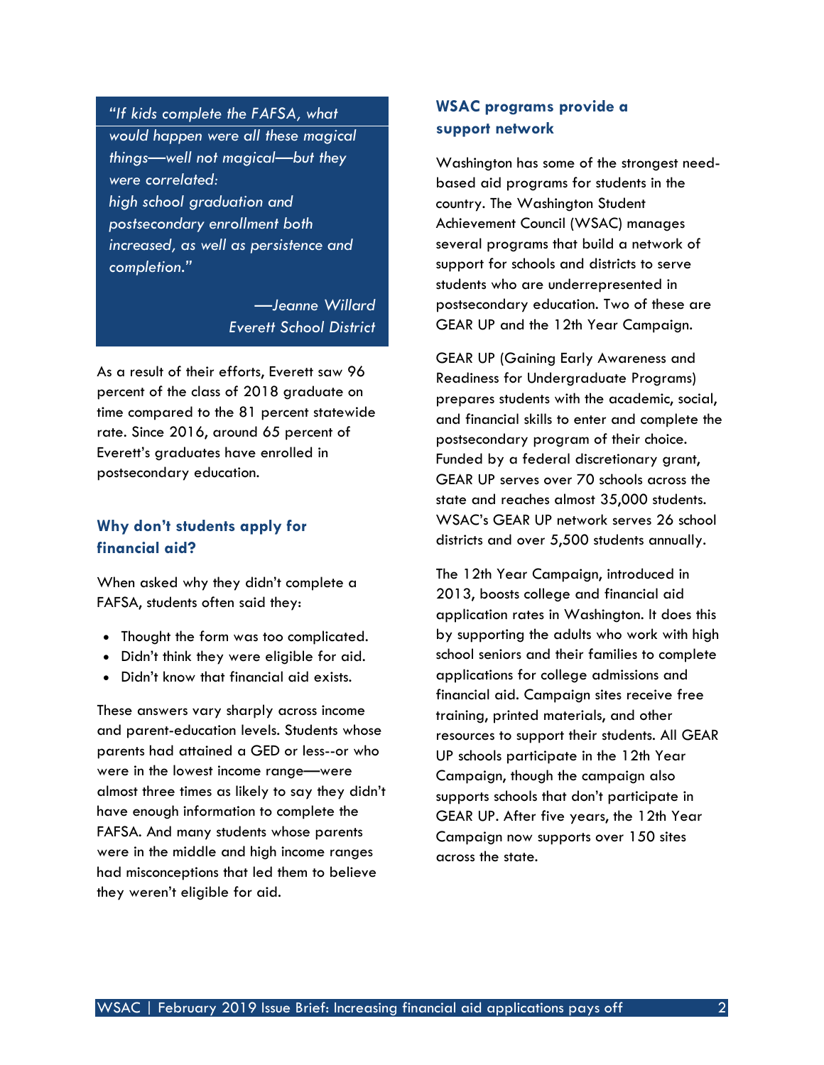> *"If kids complete the FAFSA, what would happen were all these magical things—well not magical—but they were correlated: high school graduation and postsecondary enrollment both increased, as well as persistence and completion."*
>
> *—Jeanne Willard*
> *Everett School District*

As a result of their efforts, Everett saw 96 percent of the class of 2018 graduate on time compared to the 81 percent statewide rate. Since 2016, around 65 percent of Everett's graduates have enrolled in postsecondary education.

## Why don't students apply for financial aid?

When asked why they didn't complete a FAFSA, students often said they:

- Thought the form was too complicated.
- Didn't think they were eligible for aid.
- Didn't know that financial aid exists.

These answers vary sharply across income and parent-education levels. Students whose parents had attained a GED or less--or who were in the lowest income range—were almost three times as likely to say they didn't have enough information to complete the FAFSA. And many students whose parents were in the middle and high income ranges had misconceptions that led them to believe they weren't eligible for aid.

## WSAC programs provide a support network

Washington has some of the strongest need-based aid programs for students in the country. The Washington Student Achievement Council (WSAC) manages several programs that build a network of support for schools and districts to serve students who are underrepresented in postsecondary education. Two of these are GEAR UP and the 12th Year Campaign.

GEAR UP (Gaining Early Awareness and Readiness for Undergraduate Programs) prepares students with the academic, social, and financial skills to enter and complete the postsecondary program of their choice. Funded by a federal discretionary grant, GEAR UP serves over 70 schools across the state and reaches almost 35,000 students. WSAC's GEAR UP network serves 26 school districts and over 5,500 students annually.

The 12th Year Campaign, introduced in 2013, boosts college and financial aid application rates in Washington. It does this by supporting the adults who work with high school seniors and their families to complete applications for college admissions and financial aid. Campaign sites receive free training, printed materials, and other resources to support their students. All GEAR UP schools participate in the 12th Year Campaign, though the campaign also supports schools that don't participate in GEAR UP. After five years, the 12th Year Campaign now supports over 150 sites across the state.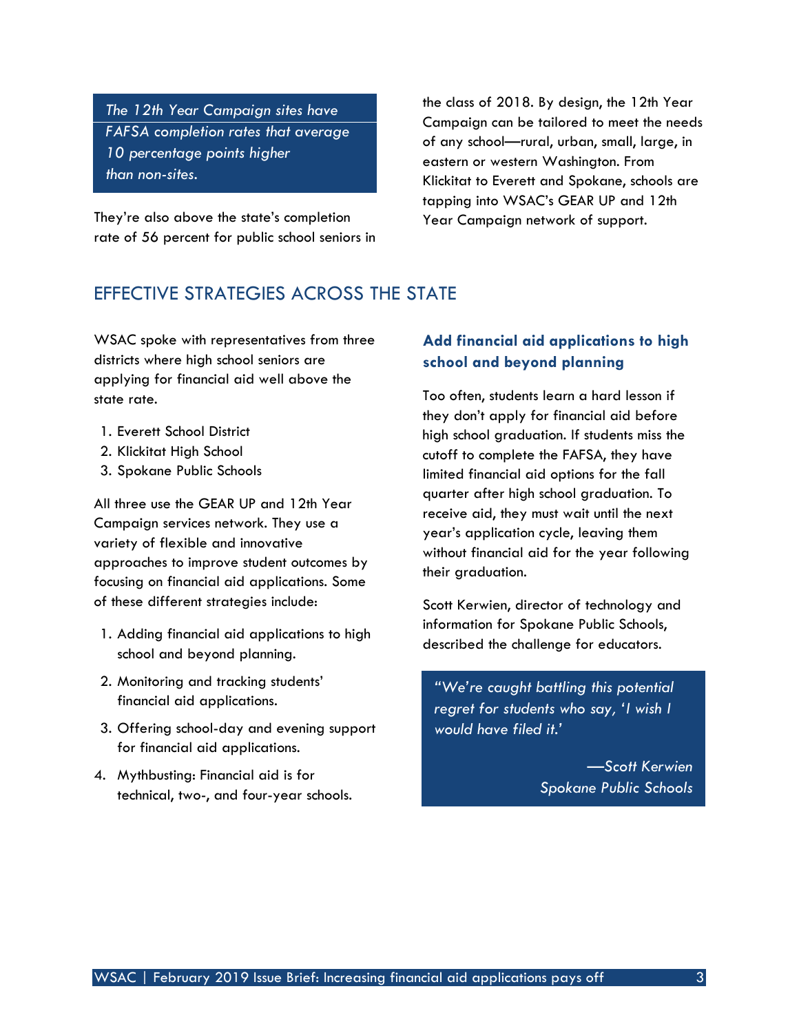*The 12th Year Campaign sites have FAFSA completion rates that average 10 percentage points higher than non-sites.*

They're also above the state's completion rate of 56 percent for public school seniors in the class of 2018. By design, the 12th Year Campaign can be tailored to meet the needs of any school—rural, urban, small, large, in eastern or western Washington. From Klickitat to Everett and Spokane, schools are tapping into WSAC's GEAR UP and 12th Year Campaign network of support.

## EFFECTIVE STRATEGIES ACROSS THE STATE

WSAC spoke with representatives from three districts where high school seniors are applying for financial aid well above the state rate.

1. Everett School District
2. Klickitat High School
3. Spokane Public Schools

All three use the GEAR UP and 12th Year Campaign services network. They use a variety of flexible and innovative approaches to improve student outcomes by focusing on financial aid applications. Some of these different strategies include:

1. Adding financial aid applications to high school and beyond planning.
2. Monitoring and tracking students' financial aid applications.
3. Offering school-day and evening support for financial aid applications.
4. Mythbusting: Financial aid is for technical, two-, and four-year schools.

### Add financial aid applications to high school and beyond planning

Too often, students learn a hard lesson if they don't apply for financial aid before high school graduation. If students miss the cutoff to complete the FAFSA, they have limited financial aid options for the fall quarter after high school graduation. To receive aid, they must wait until the next year's application cycle, leaving them without financial aid for the year following their graduation.

Scott Kerwien, director of technology and information for Spokane Public Schools, described the challenge for educators.

> *"We're caught battling this potential regret for students who say, 'I wish I would have filed it.'*
>
> *—Scott Kerwien*
> *Spokane Public Schools*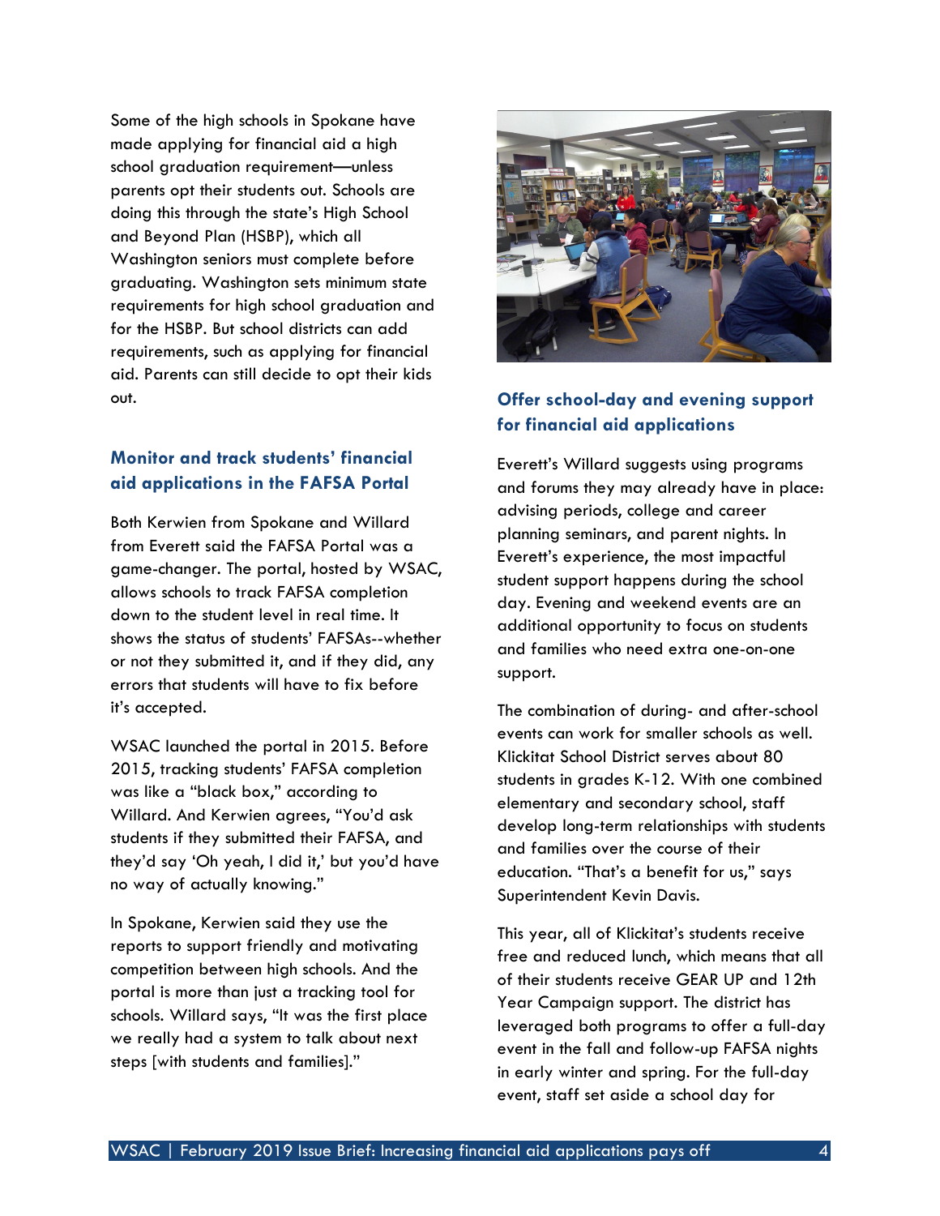Some of the high schools in Spokane have made applying for financial aid a high school graduation requirement—unless parents opt their students out. Schools are doing this through the state's High School and Beyond Plan (HSBP), which all Washington seniors must complete before graduating. Washington sets minimum state requirements for high school graduation and for the HSBP. But school districts can add requirements, such as applying for financial aid. Parents can still decide to opt their kids out.

## Monitor and track students' financial aid applications in the FAFSA Portal

Both Kerwien from Spokane and Willard from Everett said the FAFSA Portal was a game-changer. The portal, hosted by WSAC, allows schools to track FAFSA completion down to the student level in real time. It shows the status of students' FAFSAs--whether or not they submitted it, and if they did, any errors that students will have to fix before it's accepted.

WSAC launched the portal in 2015. Before 2015, tracking students' FAFSA completion was like a "black box," according to Willard. And Kerwien agrees, "You'd ask students if they submitted their FAFSA, and they'd say 'Oh yeah, I did it,' but you'd have no way of actually knowing."

In Spokane, Kerwien said they use the reports to support friendly and motivating competition between high schools. And the portal is more than just a tracking tool for schools. Willard says, "It was the first place we really had a system to talk about next steps [with students and families]."

## Offer school-day and evening support for financial aid applications

Everett's Willard suggests using programs and forums they may already have in place: advising periods, college and career planning seminars, and parent nights. In Everett's experience, the most impactful student support happens during the school day. Evening and weekend events are an additional opportunity to focus on students and families who need extra one-on-one support.

The combination of during- and after-school events can work for smaller schools as well. Klickitat School District serves about 80 students in grades K-12. With one combined elementary and secondary school, staff develop long-term relationships with students and families over the course of their education. "That's a benefit for us," says Superintendent Kevin Davis.

This year, all of Klickitat's students receive free and reduced lunch, which means that all of their students receive GEAR UP and 12th Year Campaign support. The district has leveraged both programs to offer a full-day event in the fall and follow-up FAFSA nights in early winter and spring. For the full-day event, staff set aside a school day for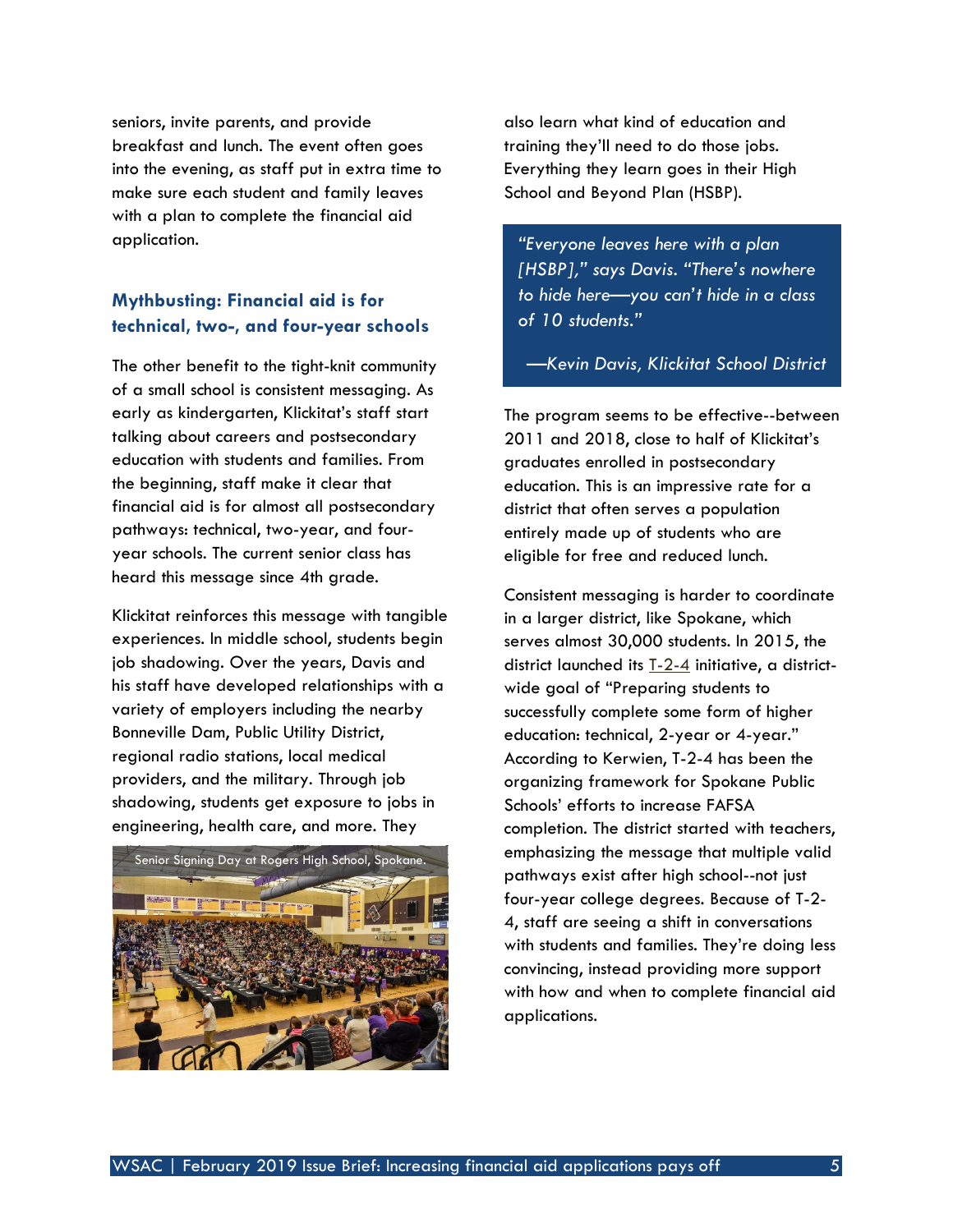seniors, invite parents, and provide breakfast and lunch. The event often goes into the evening, as staff put in extra time to make sure each student and family leaves with a plan to complete the financial aid application.

### Mythbusting: Financial aid is for technical, two-, and four-year schools

The other benefit to the tight-knit community of a small school is consistent messaging. As early as kindergarten, Klickitat's staff start talking about careers and postsecondary education with students and families. From the beginning, staff make it clear that financial aid is for almost all postsecondary pathways: technical, two-year, and four-year schools. The current senior class has heard this message since 4th grade.

Klickitat reinforces this message with tangible experiences. In middle school, students begin job shadowing. Over the years, Davis and his staff have developed relationships with a variety of employers including the nearby Bonneville Dam, Public Utility District, regional radio stations, local medical providers, and the military. Through job shadowing, students get exposure to jobs in engineering, health care, and more. They also learn what kind of education and training they'll need to do those jobs. Everything they learn goes in their High School and Beyond Plan (HSBP).

Senior Signing Day at Rogers High School, Spokane.

> *"Everyone leaves here with a plan [HSBP]," says Davis. "There's nowhere to hide here—you can't hide in a class of 10 students."*
>
> *—Kevin Davis, Klickitat School District*

The program seems to be effective--between 2011 and 2018, close to half of Klickitat's graduates enrolled in postsecondary education. This is an impressive rate for a district that often serves a population entirely made up of students who are eligible for free and reduced lunch.

Consistent messaging is harder to coordinate in a larger district, like Spokane, which serves almost 30,000 students. In 2015, the district launched its T-2-4 initiative, a district-wide goal of "Preparing students to successfully complete some form of higher education: technical, 2-year or 4-year." According to Kerwien, T-2-4 has been the organizing framework for Spokane Public Schools' efforts to increase FAFSA completion. The district started with teachers, emphasizing the message that multiple valid pathways exist after high school--not just four-year college degrees. Because of T-2-4, staff are seeing a shift in conversations with students and families. They're doing less convincing, instead providing more support with how and when to complete financial aid applications.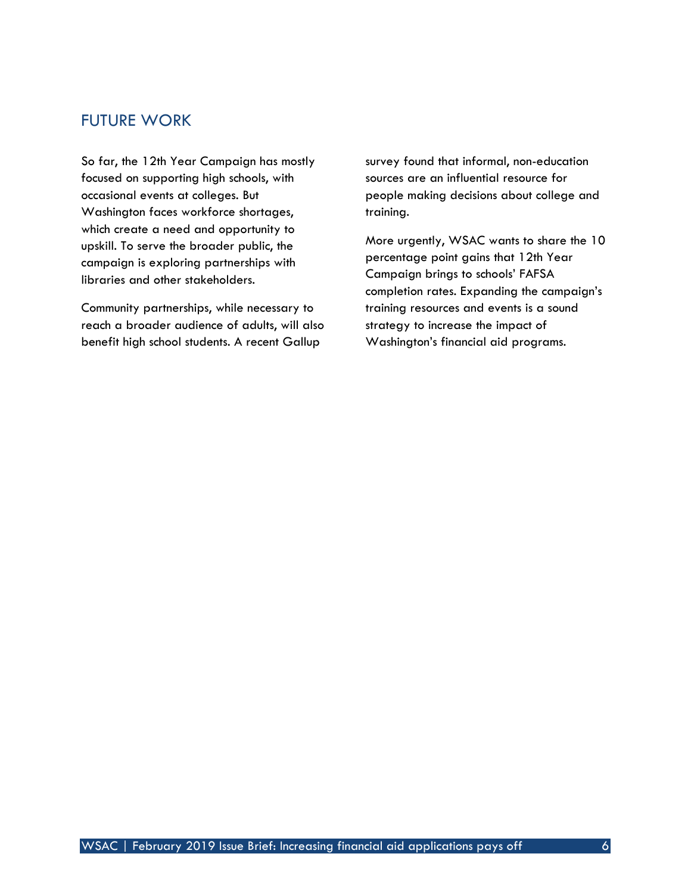## FUTURE WORK

So far, the 12th Year Campaign has mostly focused on supporting high schools, with occasional events at colleges. But Washington faces workforce shortages, which create a need and opportunity to upskill. To serve the broader public, the campaign is exploring partnerships with libraries and other stakeholders.

Community partnerships, while necessary to reach a broader audience of adults, will also benefit high school students. A recent Gallup survey found that informal, non-education sources are an influential resource for people making decisions about college and training.

More urgently, WSAC wants to share the 10 percentage point gains that 12th Year Campaign brings to schools' FAFSA completion rates. Expanding the campaign's training resources and events is a sound strategy to increase the impact of Washington's financial aid programs.